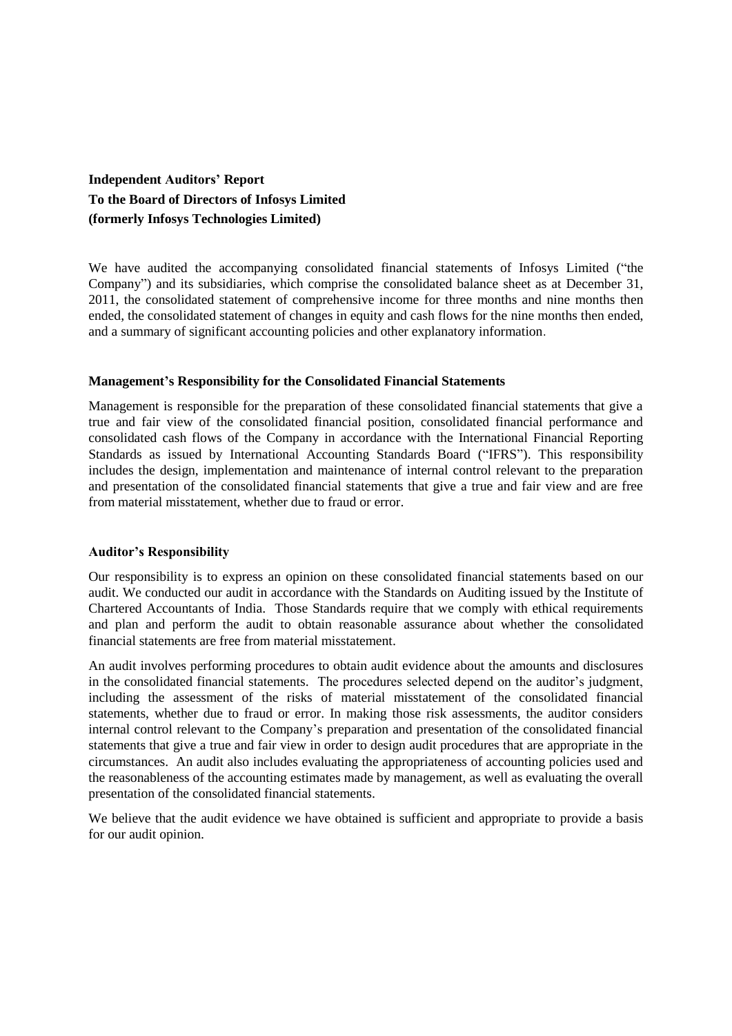**Independent Auditors' Report**
**To the Board of Directors of Infosys Limited**
**(formerly Infosys Technologies Limited)**

We have audited the accompanying consolidated financial statements of Infosys Limited ("the Company") and its subsidiaries, which comprise the consolidated balance sheet as at December 31, 2011, the consolidated statement of comprehensive income for three months and nine months then ended, the consolidated statement of changes in equity and cash flows for the nine months then ended, and a summary of significant accounting policies and other explanatory information.

**Management's Responsibility for the Consolidated Financial Statements**

Management is responsible for the preparation of these consolidated financial statements that give a true and fair view of the consolidated financial position, consolidated financial performance and consolidated cash flows of the Company in accordance with the International Financial Reporting Standards as issued by International Accounting Standards Board ("IFRS"). This responsibility includes the design, implementation and maintenance of internal control relevant to the preparation and presentation of the consolidated financial statements that give a true and fair view and are free from material misstatement, whether due to fraud or error.

**Auditor's Responsibility**

Our responsibility is to express an opinion on these consolidated financial statements based on our audit. We conducted our audit in accordance with the Standards on Auditing issued by the Institute of Chartered Accountants of India. Those Standards require that we comply with ethical requirements and plan and perform the audit to obtain reasonable assurance about whether the consolidated financial statements are free from material misstatement.

An audit involves performing procedures to obtain audit evidence about the amounts and disclosures in the consolidated financial statements. The procedures selected depend on the auditor's judgment, including the assessment of the risks of material misstatement of the consolidated financial statements, whether due to fraud or error. In making those risk assessments, the auditor considers internal control relevant to the Company's preparation and presentation of the consolidated financial statements that give a true and fair view in order to design audit procedures that are appropriate in the circumstances. An audit also includes evaluating the appropriateness of accounting policies used and the reasonableness of the accounting estimates made by management, as well as evaluating the overall presentation of the consolidated financial statements.

We believe that the audit evidence we have obtained is sufficient and appropriate to provide a basis for our audit opinion.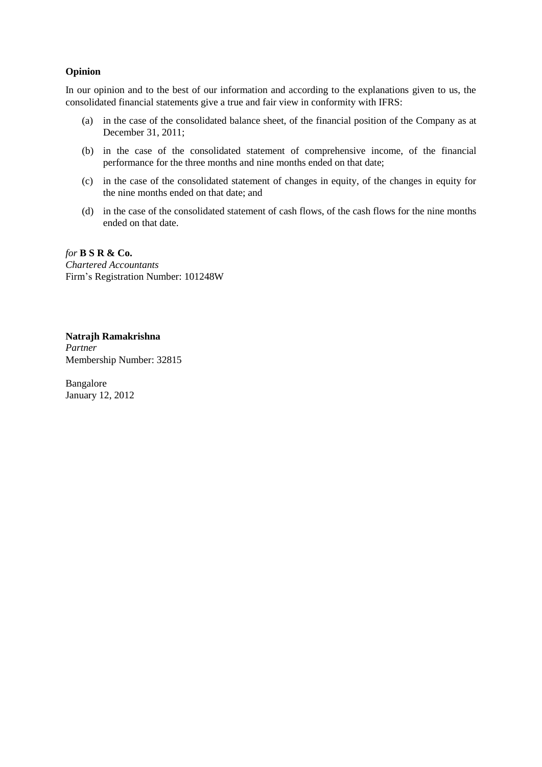**Opinion**

In our opinion and to the best of our information and according to the explanations given to us, the consolidated financial statements give a true and fair view in conformity with IFRS:

(a) in the case of the consolidated balance sheet, of the financial position of the Company as at December 31, 2011;

(b) in the case of the consolidated statement of comprehensive income, of the financial performance for the three months and nine months ended on that date;

(c) in the case of the consolidated statement of changes in equity, of the changes in equity for the nine months ended on that date; and

(d) in the case of the consolidated statement of cash flows, of the cash flows for the nine months ended on that date.

*for* **B S R & Co.**
*Chartered Accountants*
Firm's Registration Number: 101248W

**Natrajh Ramakrishna**
*Partner*
Membership Number: 32815

Bangalore
January 12, 2012